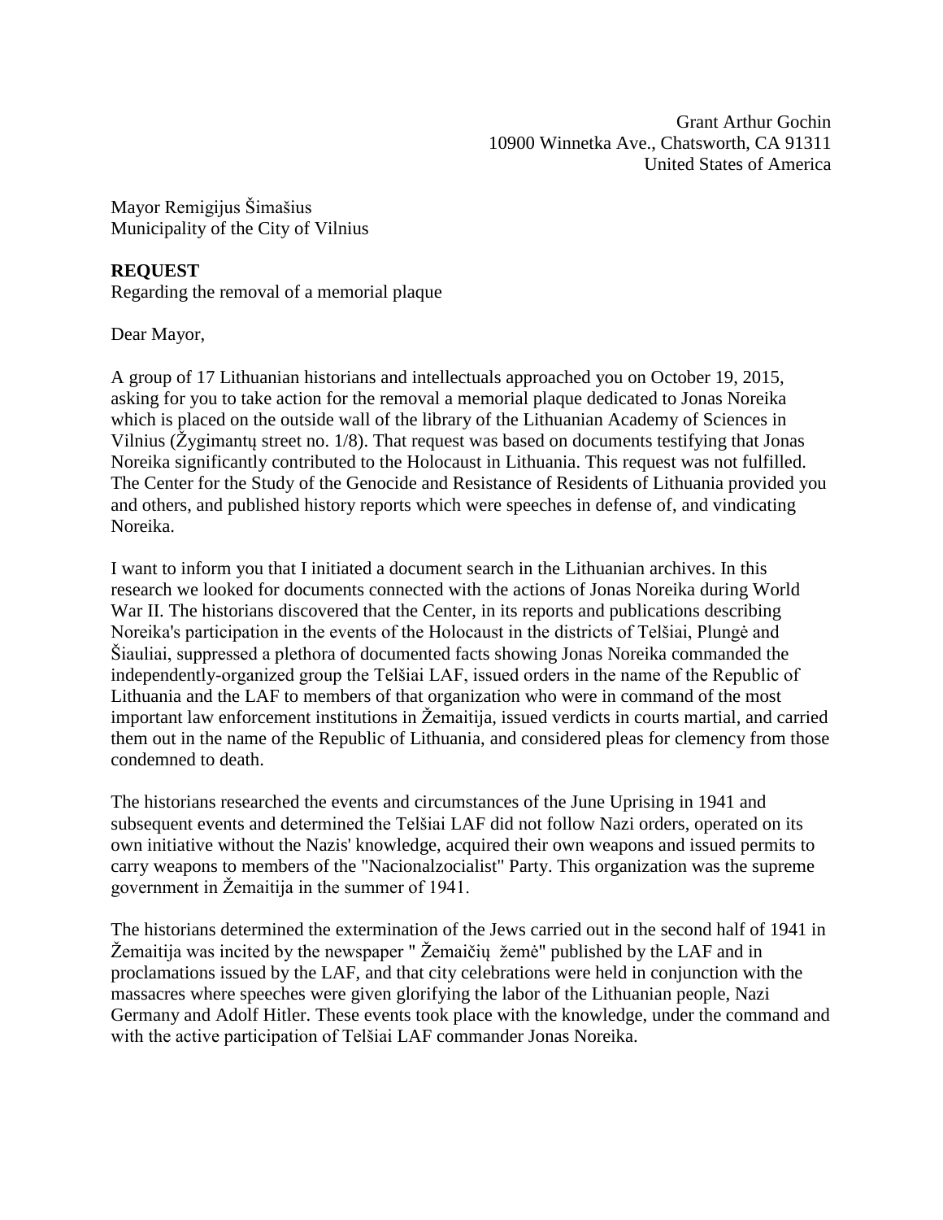Grant Arthur Gochin
10900 Winnetka Ave., Chatsworth, CA 91311
United States of America

Mayor Remigijus Šimašius
Municipality of the City of Vilnius

**REQUEST**
Regarding the removal of a memorial plaque

Dear Mayor,

A group of 17 Lithuanian historians and intellectuals approached you on October 19, 2015, asking for you to take action for the removal a memorial plaque dedicated to Jonas Noreika which is placed on the outside wall of the library of the Lithuanian Academy of Sciences in Vilnius (Žygimantų street no. 1/8). That request was based on documents testifying that Jonas Noreika significantly contributed to the Holocaust in Lithuania. This request was not fulfilled. The Center for the Study of the Genocide and Resistance of Residents of Lithuania provided you and others, and published history reports which were speeches in defense of, and vindicating Noreika.

I want to inform you that I initiated a document search in the Lithuanian archives. In this research we looked for documents connected with the actions of Jonas Noreika during World War II. The historians discovered that the Center, in its reports and publications describing Noreika's participation in the events of the Holocaust in the districts of Telšiai, Plungė and Šiauliai, suppressed a plethora of documented facts showing Jonas Noreika commanded the independently-organized group the Telšiai LAF, issued orders in the name of the Republic of Lithuania and the LAF to members of that organization who were in command of the most important law enforcement institutions in Žemaitija, issued verdicts in courts martial, and carried them out in the name of the Republic of Lithuania, and considered pleas for clemency from those condemned to death.

The historians researched the events and circumstances of the June Uprising in 1941 and subsequent events and determined the Telšiai LAF did not follow Nazi orders, operated on its own initiative without the Nazis' knowledge, acquired their own weapons and issued permits to carry weapons to members of the "Nacionalzocialist" Party. This organization was the supreme government in Žemaitija in the summer of 1941.

The historians determined the extermination of the Jews carried out in the second half of 1941 in Žemaitija was incited by the newspaper " Žemaičių žemė" published by the LAF and in proclamations issued by the LAF, and that city celebrations were held in conjunction with the massacres where speeches were given glorifying the labor of the Lithuanian people, Nazi Germany and Adolf Hitler. These events took place with the knowledge, under the command and with the active participation of Telšiai LAF commander Jonas Noreika.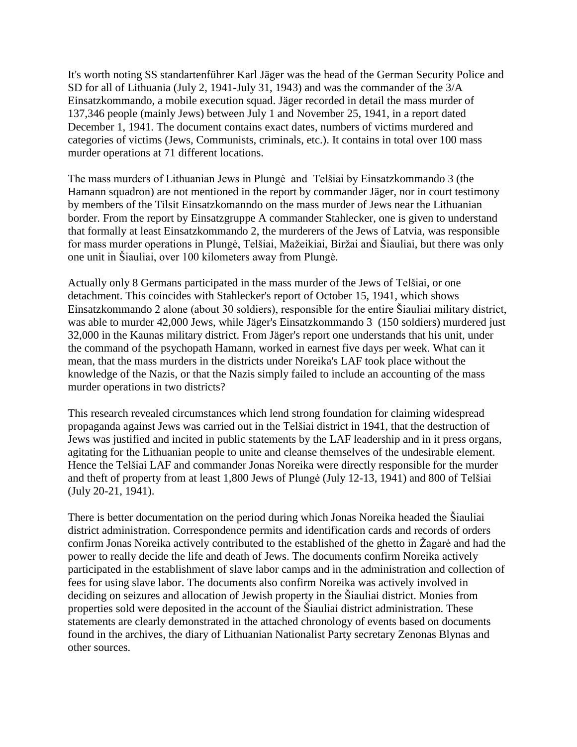It's worth noting SS standartenführer Karl Jäger was the head of the German Security Police and SD for all of Lithuania (July 2, 1941-July 31, 1943) and was the commander of the 3/A Einsatzkommando, a mobile execution squad. Jäger recorded in detail the mass murder of 137,346 people (mainly Jews) between July 1 and November 25, 1941, in a report dated December 1, 1941. The document contains exact dates, numbers of victims murdered and categories of victims (Jews, Communists, criminals, etc.). It contains in total over 100 mass murder operations at 71 different locations.

The mass murders of Lithuanian Jews in Plungė and Telšiai by Einsatzkommando 3 (the Hamann squadron) are not mentioned in the report by commander Jäger, nor in court testimony by members of the Tilsit Einsatzkomanndo on the mass murder of Jews near the Lithuanian border. From the report by Einsatzgruppe A commander Stahlecker, one is given to understand that formally at least Einsatzkommando 2, the murderers of the Jews of Latvia, was responsible for mass murder operations in Plungė, Telšiai, Mažeikiai, Biržai and Šiauliai, but there was only one unit in Šiauliai, over 100 kilometers away from Plungė.

Actually only 8 Germans participated in the mass murder of the Jews of Telšiai, or one detachment. This coincides with Stahlecker's report of October 15, 1941, which shows Einsatzkommando 2 alone (about 30 soldiers), responsible for the entire Šiauliai military district, was able to murder 42,000 Jews, while Jäger's Einsatzkommando 3 (150 soldiers) murdered just 32,000 in the Kaunas military district. From Jäger's report one understands that his unit, under the command of the psychopath Hamann, worked in earnest five days per week. What can it mean, that the mass murders in the districts under Noreika's LAF took place without the knowledge of the Nazis, or that the Nazis simply failed to include an accounting of the mass murder operations in two districts?

This research revealed circumstances which lend strong foundation for claiming widespread propaganda against Jews was carried out in the Telšiai district in 1941, that the destruction of Jews was justified and incited in public statements by the LAF leadership and in it press organs, agitating for the Lithuanian people to unite and cleanse themselves of the undesirable element. Hence the Telšiai LAF and commander Jonas Noreika were directly responsible for the murder and theft of property from at least 1,800 Jews of Plungė (July 12-13, 1941) and 800 of Telšiai (July 20-21, 1941).

There is better documentation on the period during which Jonas Noreika headed the Šiauliai district administration. Correspondence permits and identification cards and records of orders confirm Jonas Noreika actively contributed to the established of the ghetto in Žagarė and had the power to really decide the life and death of Jews. The documents confirm Noreika actively participated in the establishment of slave labor camps and in the administration and collection of fees for using slave labor. The documents also confirm Noreika was actively involved in deciding on seizures and allocation of Jewish property in the Šiauliai district. Monies from properties sold were deposited in the account of the Šiauliai district administration. These statements are clearly demonstrated in the attached chronology of events based on documents found in the archives, the diary of Lithuanian Nationalist Party secretary Zenonas Blynas and other sources.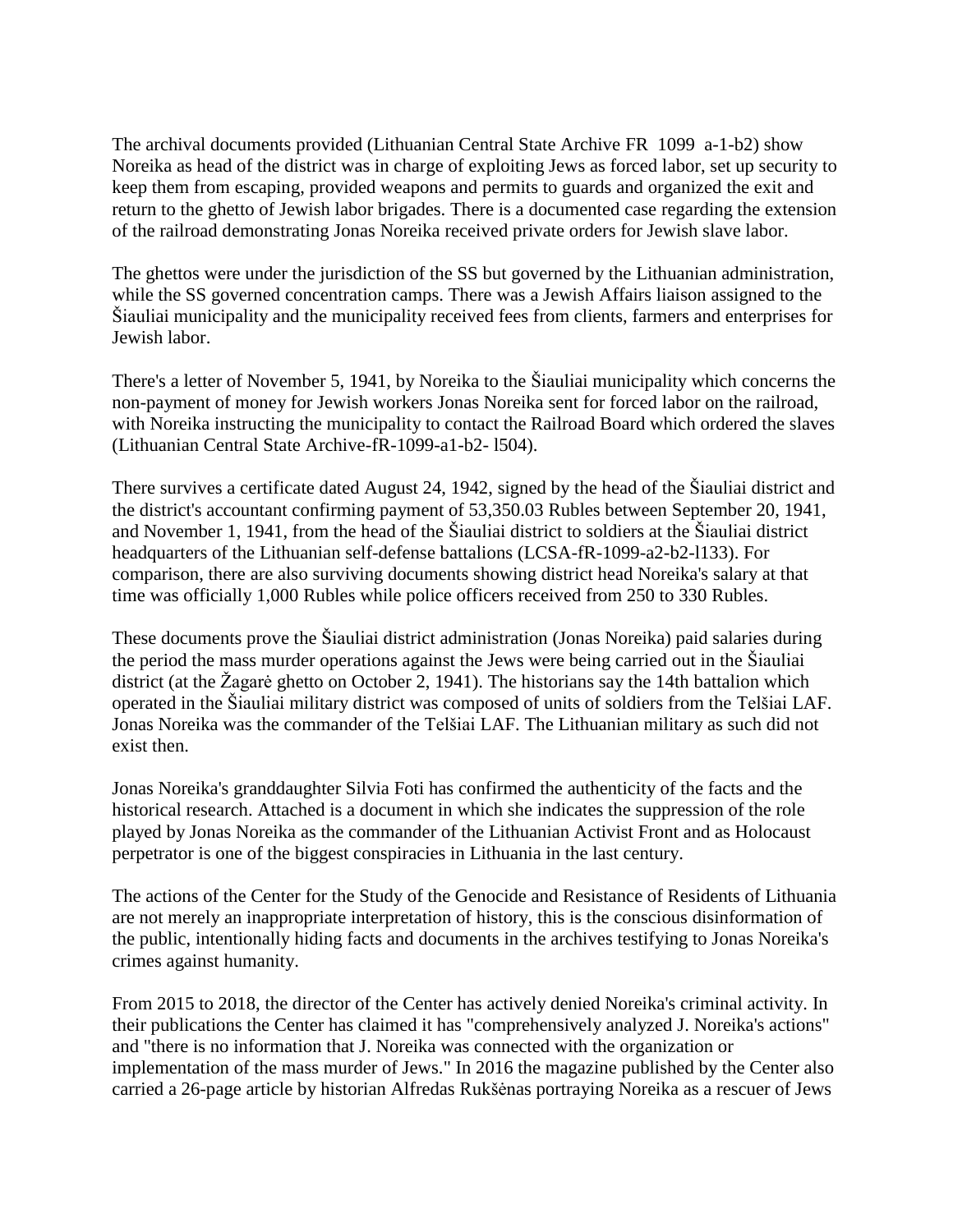The archival documents provided (Lithuanian Central State Archive FR 1099 a-1-b2) show Noreika as head of the district was in charge of exploiting Jews as forced labor, set up security to keep them from escaping, provided weapons and permits to guards and organized the exit and return to the ghetto of Jewish labor brigades. There is a documented case regarding the extension of the railroad demonstrating Jonas Noreika received private orders for Jewish slave labor.

The ghettos were under the jurisdiction of the SS but governed by the Lithuanian administration, while the SS governed concentration camps. There was a Jewish Affairs liaison assigned to the Šiauliai municipality and the municipality received fees from clients, farmers and enterprises for Jewish labor.

There's a letter of November 5, 1941, by Noreika to the Šiauliai municipality which concerns the non-payment of money for Jewish workers Jonas Noreika sent for forced labor on the railroad, with Noreika instructing the municipality to contact the Railroad Board which ordered the slaves (Lithuanian Central State Archive-fR-1099-a1-b2- l504).

There survives a certificate dated August 24, 1942, signed by the head of the Šiauliai district and the district's accountant confirming payment of 53,350.03 Rubles between September 20, 1941, and November 1, 1941, from the head of the Šiauliai district to soldiers at the Šiauliai district headquarters of the Lithuanian self-defense battalions (LCSA-fR-1099-a2-b2-l133). For comparison, there are also surviving documents showing district head Noreika's salary at that time was officially 1,000 Rubles while police officers received from 250 to 330 Rubles.

These documents prove the Šiauliai district administration (Jonas Noreika) paid salaries during the period the mass murder operations against the Jews were being carried out in the Šiauliai district (at the Žagarė ghetto on October 2, 1941). The historians say the 14th battalion which operated in the Šiauliai military district was composed of units of soldiers from the Telšiai LAF. Jonas Noreika was the commander of the Telšiai LAF. The Lithuanian military as such did not exist then.

Jonas Noreika's granddaughter Silvia Foti has confirmed the authenticity of the facts and the historical research. Attached is a document in which she indicates the suppression of the role played by Jonas Noreika as the commander of the Lithuanian Activist Front and as Holocaust perpetrator is one of the biggest conspiracies in Lithuania in the last century.

The actions of the Center for the Study of the Genocide and Resistance of Residents of Lithuania are not merely an inappropriate interpretation of history, this is the conscious disinformation of the public, intentionally hiding facts and documents in the archives testifying to Jonas Noreika's crimes against humanity.

From 2015 to 2018, the director of the Center has actively denied Noreika's criminal activity. In their publications the Center has claimed it has "comprehensively analyzed J. Noreika's actions" and "there is no information that J. Noreika was connected with the organization or implementation of the mass murder of Jews." In 2016 the magazine published by the Center also carried a 26-page article by historian Alfredas Rukšėnas portraying Noreika as a rescuer of Jews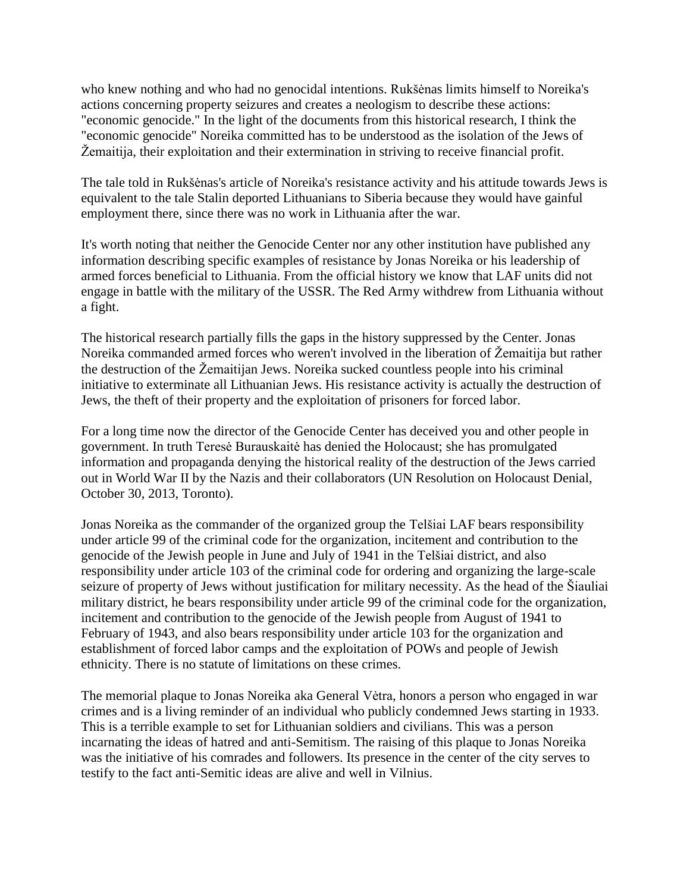who knew nothing and who had no genocidal intentions. Rukšėnas limits himself to Noreika's actions concerning property seizures and creates a neologism to describe these actions: "economic genocide." In the light of the documents from this historical research, I think the "economic genocide" Noreika committed has to be understood as the isolation of the Jews of Žemaitija, their exploitation and their extermination in striving to receive financial profit.

The tale told in Rukšėnas's article of Noreika's resistance activity and his attitude towards Jews is equivalent to the tale Stalin deported Lithuanians to Siberia because they would have gainful employment there, since there was no work in Lithuania after the war.

It's worth noting that neither the Genocide Center nor any other institution have published any information describing specific examples of resistance by Jonas Noreika or his leadership of armed forces beneficial to Lithuania. From the official history we know that LAF units did not engage in battle with the military of the USSR. The Red Army withdrew from Lithuania without a fight.

The historical research partially fills the gaps in the history suppressed by the Center. Jonas Noreika commanded armed forces who weren't involved in the liberation of Žemaitija but rather the destruction of the Žemaitijan Jews. Noreika sucked countless people into his criminal initiative to exterminate all Lithuanian Jews. His resistance activity is actually the destruction of Jews, the theft of their property and the exploitation of prisoners for forced labor.

For a long time now the director of the Genocide Center has deceived you and other people in government. In truth Teresė Burauskaitė has denied the Holocaust; she has promulgated information and propaganda denying the historical reality of the destruction of the Jews carried out in World War II by the Nazis and their collaborators (UN Resolution on Holocaust Denial, October 30, 2013, Toronto).

Jonas Noreika as the commander of the organized group the Telšiai LAF bears responsibility under article 99 of the criminal code for the organization, incitement and contribution to the genocide of the Jewish people in June and July of 1941 in the Telšiai district, and also responsibility under article 103 of the criminal code for ordering and organizing the large-scale seizure of property of Jews without justification for military necessity. As the head of the Šiauliai military district, he bears responsibility under article 99 of the criminal code for the organization, incitement and contribution to the genocide of the Jewish people from August of 1941 to February of 1943, and also bears responsibility under article 103 for the organization and establishment of forced labor camps and the exploitation of POWs and people of Jewish ethnicity. There is no statute of limitations on these crimes.

The memorial plaque to Jonas Noreika aka General Vėtra, honors a person who engaged in war crimes and is a living reminder of an individual who publicly condemned Jews starting in 1933. This is a terrible example to set for Lithuanian soldiers and civilians. This was a person incarnating the ideas of hatred and anti-Semitism. The raising of this plaque to Jonas Noreika was the initiative of his comrades and followers. Its presence in the center of the city serves to testify to the fact anti-Semitic ideas are alive and well in Vilnius.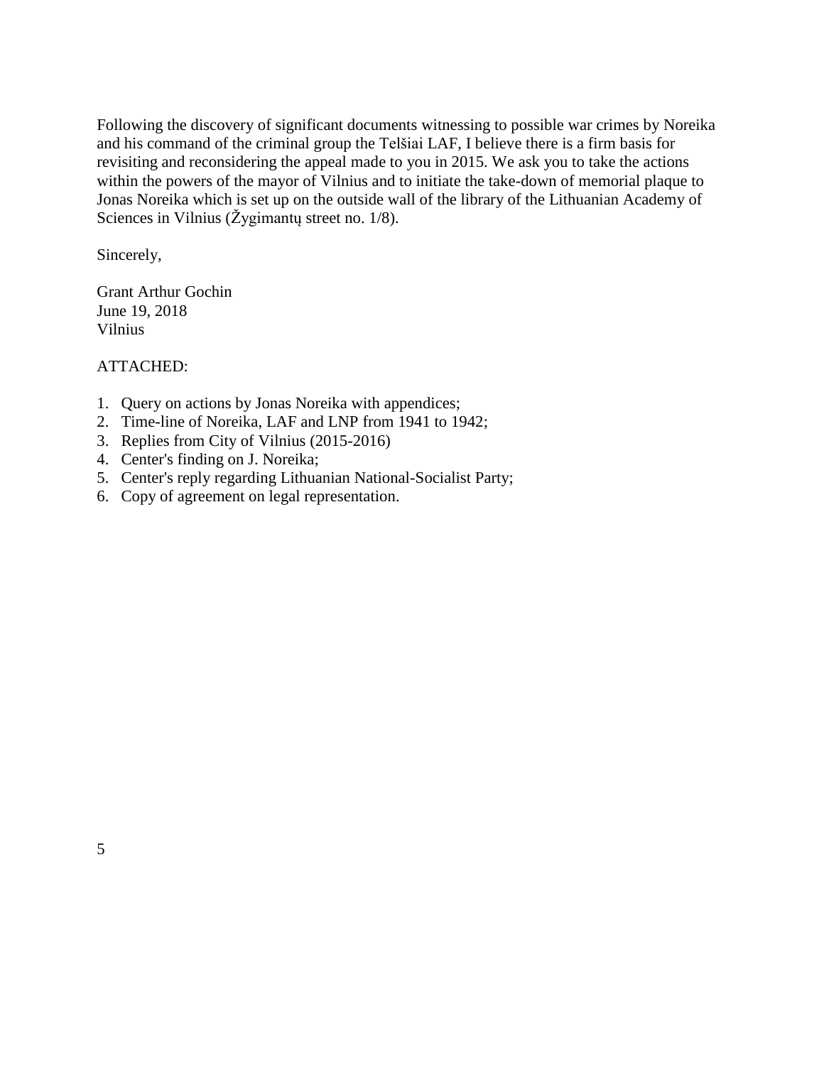Following the discovery of significant documents witnessing to possible war crimes by Noreika and his command of the criminal group the Telšiai LAF, I believe there is a firm basis for revisiting and reconsidering the appeal made to you in 2015. We ask you to take the actions within the powers of the mayor of Vilnius and to initiate the take-down of memorial plaque to Jonas Noreika which is set up on the outside wall of the library of the Lithuanian Academy of Sciences in Vilnius (Žygimantų street no. 1/8).

Sincerely,

Grant Arthur Gochin
June 19, 2018
Vilnius

ATTACHED:

1. Query on actions by Jonas Noreika with appendices;
2. Time-line of Noreika, LAF and LNP from 1941 to 1942;
3. Replies from City of Vilnius (2015-2016)
4. Center's finding on J. Noreika;
5. Center's reply regarding Lithuanian National-Socialist Party;
6. Copy of agreement on legal representation.